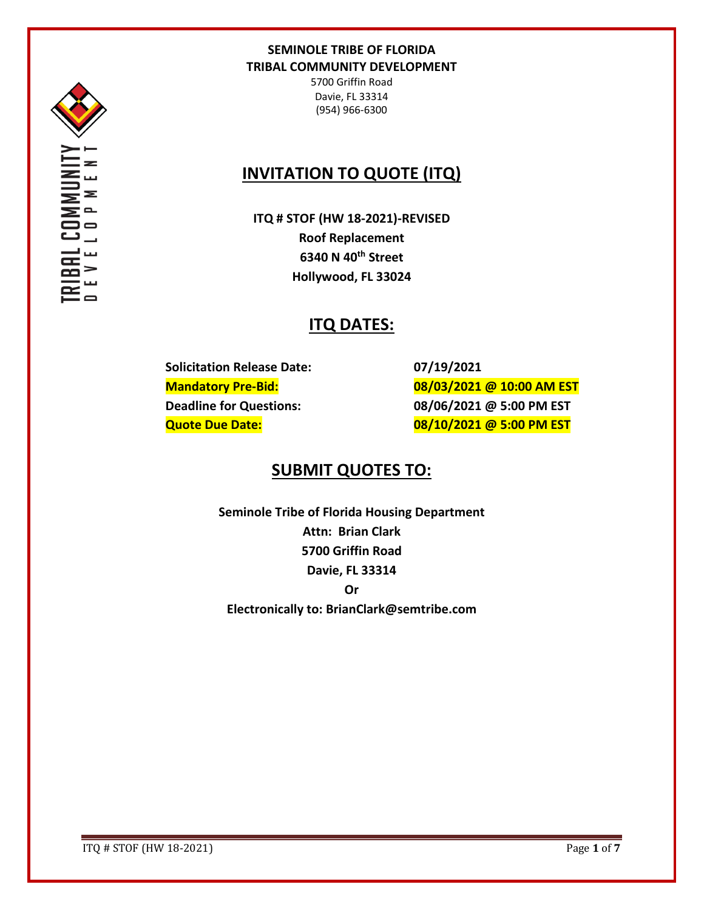**SEMINOLE TRIBE OF FLORIDA**
**TRIBAL COMMUNITY DEVELOPMENT**
5700 Griffin Road
Davie, FL 33314
(954) 966-6300

# INVITATION TO QUOTE (ITQ)

**ITQ # STOF (HW 18-2021)-REVISED**
**Roof Replacement**
**6340 N 40th Street**
**Hollywood, FL 33024**

## ITQ DATES:

| | |
|---|---|
| **Solicitation Release Date:** | **07/19/2021** |
| **Mandatory Pre-Bid:** | **08/03/2021 @ 10:00 AM EST** |
| **Deadline for Questions:** | **08/06/2021 @ 5:00 PM EST** |
| **Quote Due Date:** | **08/10/2021 @ 5:00 PM EST** |

## SUBMIT QUOTES TO:

**Seminole Tribe of Florida Housing Department**
**Attn: Brian Clark**
**5700 Griffin Road**
**Davie, FL 33314**
**Or**
**Electronically to: BrianClark@semtribe.com**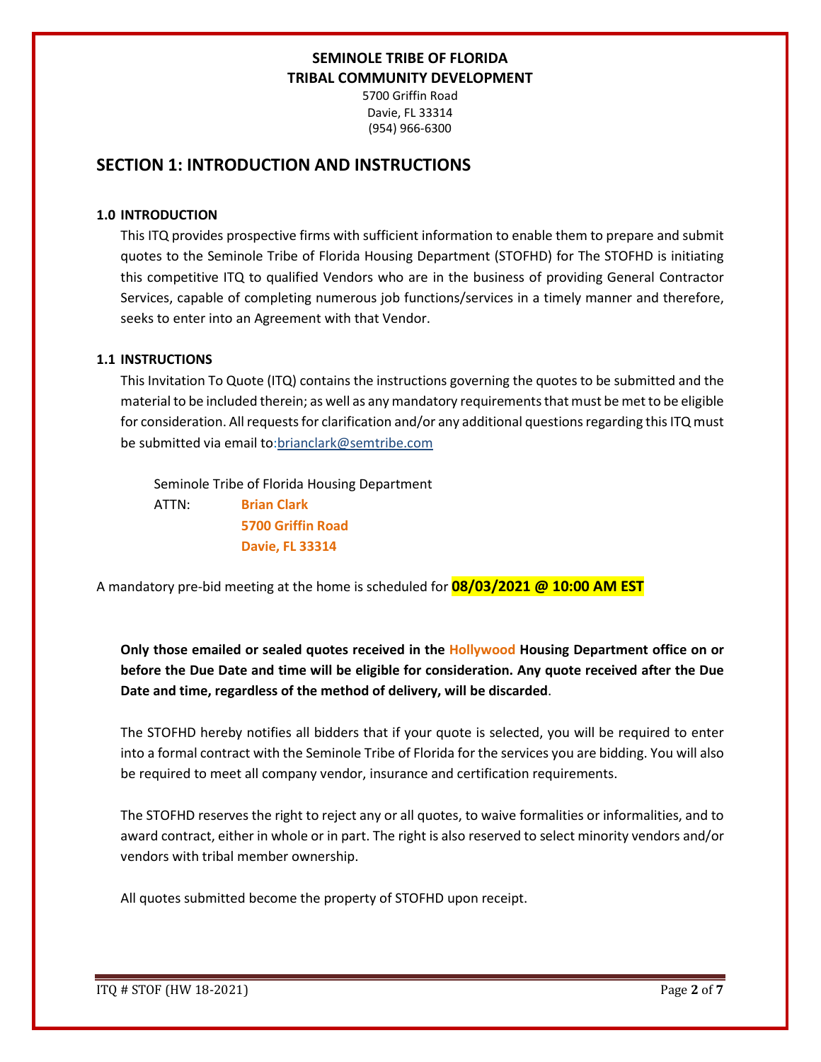**SEMINOLE TRIBE OF FLORIDA**
**TRIBAL COMMUNITY DEVELOPMENT**
5700 Griffin Road
Davie, FL 33314
(954) 966-6300

## SECTION 1: INTRODUCTION AND INSTRUCTIONS

### 1.0 INTRODUCTION

This ITQ provides prospective firms with sufficient information to enable them to prepare and submit quotes to the Seminole Tribe of Florida Housing Department (STOFHD) for The STOFHD is initiating this competitive ITQ to qualified Vendors who are in the business of providing General Contractor Services, capable of completing numerous job functions/services in a timely manner and therefore, seeks to enter into an Agreement with that Vendor.

### 1.1 INSTRUCTIONS

This Invitation To Quote (ITQ) contains the instructions governing the quotes to be submitted and the material to be included therein; as well as any mandatory requirements that must be met to be eligible for consideration. All requests for clarification and/or any additional questions regarding this ITQ must be submitted via email to:brianclark@semtribe.com

Seminole Tribe of Florida Housing Department
ATTN: **Brian Clark**
**5700 Griffin Road**
**Davie, FL 33314**

A mandatory pre-bid meeting at the home is scheduled for **08/03/2021 @ 10:00 AM EST**

**Only those emailed or sealed quotes received in the Hollywood Housing Department office on or before the Due Date and time will be eligible for consideration. Any quote received after the Due Date and time, regardless of the method of delivery, will be discarded**.

The STOFHD hereby notifies all bidders that if your quote is selected, you will be required to enter into a formal contract with the Seminole Tribe of Florida for the services you are bidding. You will also be required to meet all company vendor, insurance and certification requirements.

The STOFHD reserves the right to reject any or all quotes, to waive formalities or informalities, and to award contract, either in whole or in part. The right is also reserved to select minority vendors and/or vendors with tribal member ownership.

All quotes submitted become the property of STOFHD upon receipt.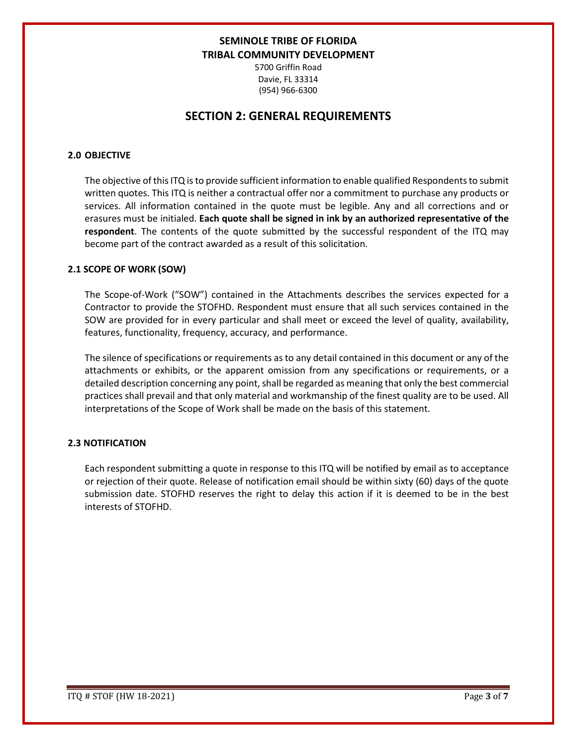**SEMINOLE TRIBE OF FLORIDA**
**TRIBAL COMMUNITY DEVELOPMENT**
5700 Griffin Road
Davie, FL 33314
(954) 966-6300

# SECTION 2: GENERAL REQUIREMENTS

## 2.0 OBJECTIVE

The objective of this ITQ is to provide sufficient information to enable qualified Respondents to submit written quotes. This ITQ is neither a contractual offer nor a commitment to purchase any products or services. All information contained in the quote must be legible. Any and all corrections and or erasures must be initialed. **Each quote shall be signed in ink by an authorized representative of the respondent**. The contents of the quote submitted by the successful respondent of the ITQ may become part of the contract awarded as a result of this solicitation.

## 2.1 SCOPE OF WORK (SOW)

The Scope-of-Work ("SOW") contained in the Attachments describes the services expected for a Contractor to provide the STOFHD. Respondent must ensure that all such services contained in the SOW are provided for in every particular and shall meet or exceed the level of quality, availability, features, functionality, frequency, accuracy, and performance.

The silence of specifications or requirements as to any detail contained in this document or any of the attachments or exhibits, or the apparent omission from any specifications or requirements, or a detailed description concerning any point, shall be regarded as meaning that only the best commercial practices shall prevail and that only material and workmanship of the finest quality are to be used. All interpretations of the Scope of Work shall be made on the basis of this statement.

## 2.3 NOTIFICATION

Each respondent submitting a quote in response to this ITQ will be notified by email as to acceptance or rejection of their quote. Release of notification email should be within sixty (60) days of the quote submission date. STOFHD reserves the right to delay this action if it is deemed to be in the best interests of STOFHD.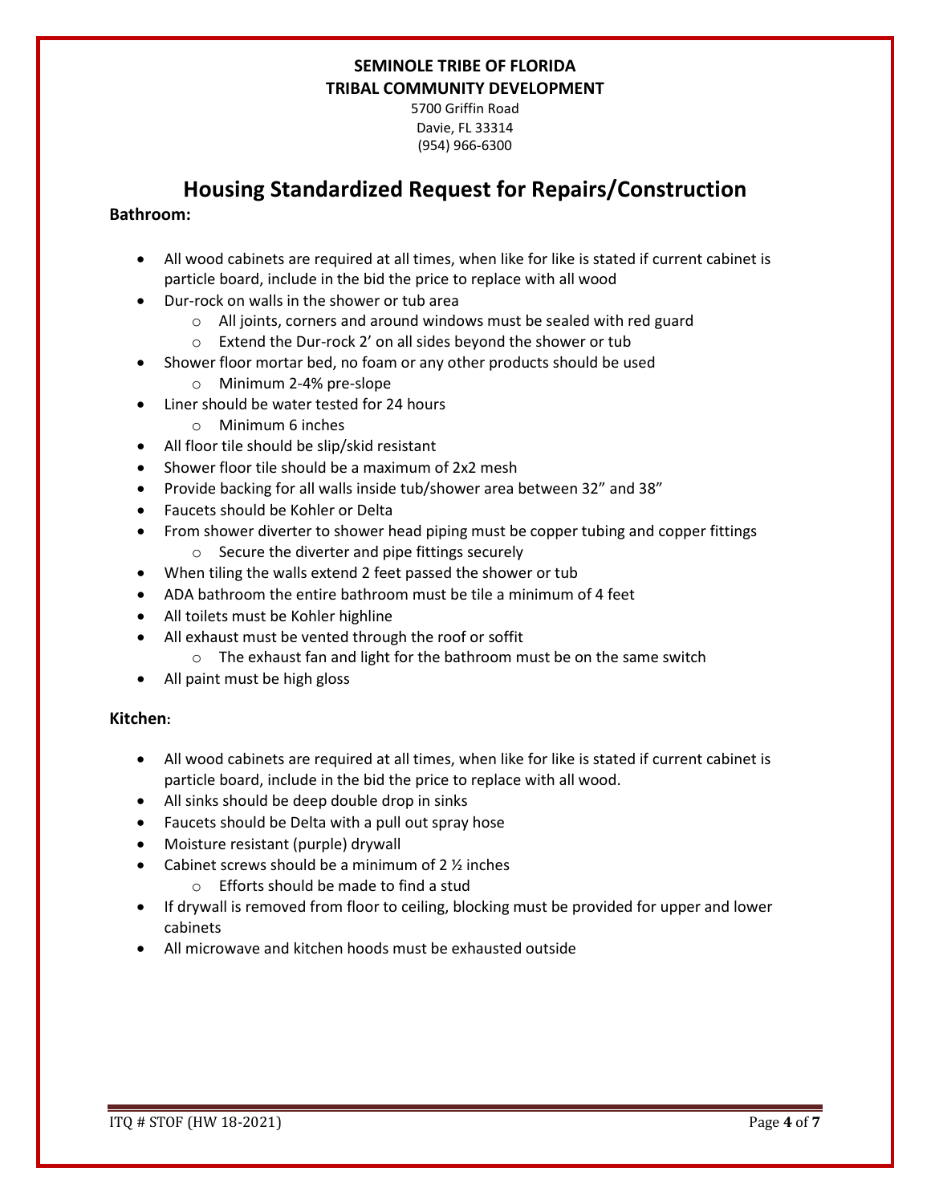**SEMINOLE TRIBE OF FLORIDA**
**TRIBAL COMMUNITY DEVELOPMENT**

5700 Griffin Road
Davie, FL 33314
(954) 966-6300

# Housing Standardized Request for Repairs/Construction

**Bathroom:**

- All wood cabinets are required at all times, when like for like is stated if current cabinet is particle board, include in the bid the price to replace with all wood
- Dur-rock on walls in the shower or tub area
  - All joints, corners and around windows must be sealed with red guard
  - Extend the Dur-rock 2' on all sides beyond the shower or tub
- Shower floor mortar bed, no foam or any other products should be used
  - Minimum 2-4% pre-slope
- Liner should be water tested for 24 hours
  - Minimum 6 inches
- All floor tile should be slip/skid resistant
- Shower floor tile should be a maximum of 2x2 mesh
- Provide backing for all walls inside tub/shower area between 32" and 38"
- Faucets should be Kohler or Delta
- From shower diverter to shower head piping must be copper tubing and copper fittings
  - Secure the diverter and pipe fittings securely
- When tiling the walls extend 2 feet passed the shower or tub
- ADA bathroom the entire bathroom must be tile a minimum of 4 feet
- All toilets must be Kohler highline
- All exhaust must be vented through the roof or soffit
  - The exhaust fan and light for the bathroom must be on the same switch
- All paint must be high gloss

**Kitchen:**

- All wood cabinets are required at all times, when like for like is stated if current cabinet is particle board, include in the bid the price to replace with all wood.
- All sinks should be deep double drop in sinks
- Faucets should be Delta with a pull out spray hose
- Moisture resistant (purple) drywall
- Cabinet screws should be a minimum of 2 ½ inches
  - Efforts should be made to find a stud
- If drywall is removed from floor to ceiling, blocking must be provided for upper and lower cabinets
- All microwave and kitchen hoods must be exhausted outside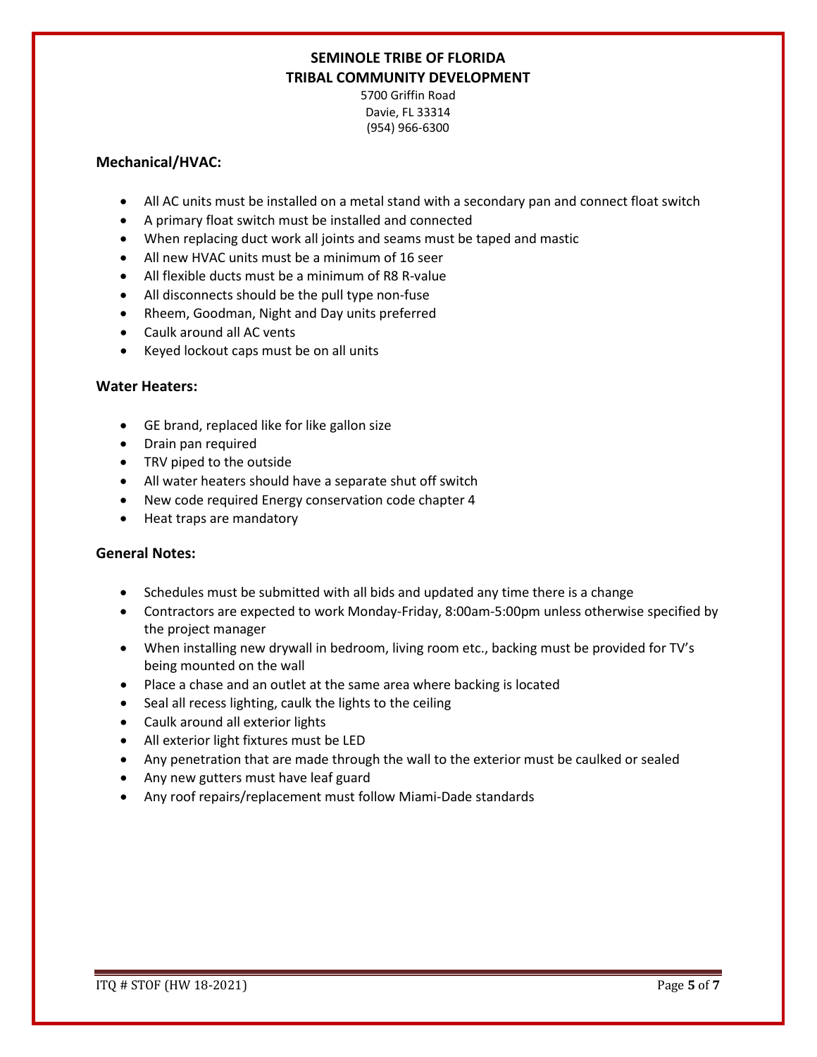**SEMINOLE TRIBE OF FLORIDA**
**TRIBAL COMMUNITY DEVELOPMENT**

5700 Griffin Road
Davie, FL 33314
(954) 966-6300

### Mechanical/HVAC:

- All AC units must be installed on a metal stand with a secondary pan and connect float switch
- A primary float switch must be installed and connected
- When replacing duct work all joints and seams must be taped and mastic
- All new HVAC units must be a minimum of 16 seer
- All flexible ducts must be a minimum of R8 R-value
- All disconnects should be the pull type non-fuse
- Rheem, Goodman, Night and Day units preferred
- Caulk around all AC vents
- Keyed lockout caps must be on all units

### Water Heaters:

- GE brand, replaced like for like gallon size
- Drain pan required
- TRV piped to the outside
- All water heaters should have a separate shut off switch
- New code required Energy conservation code chapter 4
- Heat traps are mandatory

### General Notes:

- Schedules must be submitted with all bids and updated any time there is a change
- Contractors are expected to work Monday-Friday, 8:00am-5:00pm unless otherwise specified by the project manager
- When installing new drywall in bedroom, living room etc., backing must be provided for TV's being mounted on the wall
- Place a chase and an outlet at the same area where backing is located
- Seal all recess lighting, caulk the lights to the ceiling
- Caulk around all exterior lights
- All exterior light fixtures must be LED
- Any penetration that are made through the wall to the exterior must be caulked or sealed
- Any new gutters must have leaf guard
- Any roof repairs/replacement must follow Miami-Dade standards

ITQ # STOF (HW 18-2021)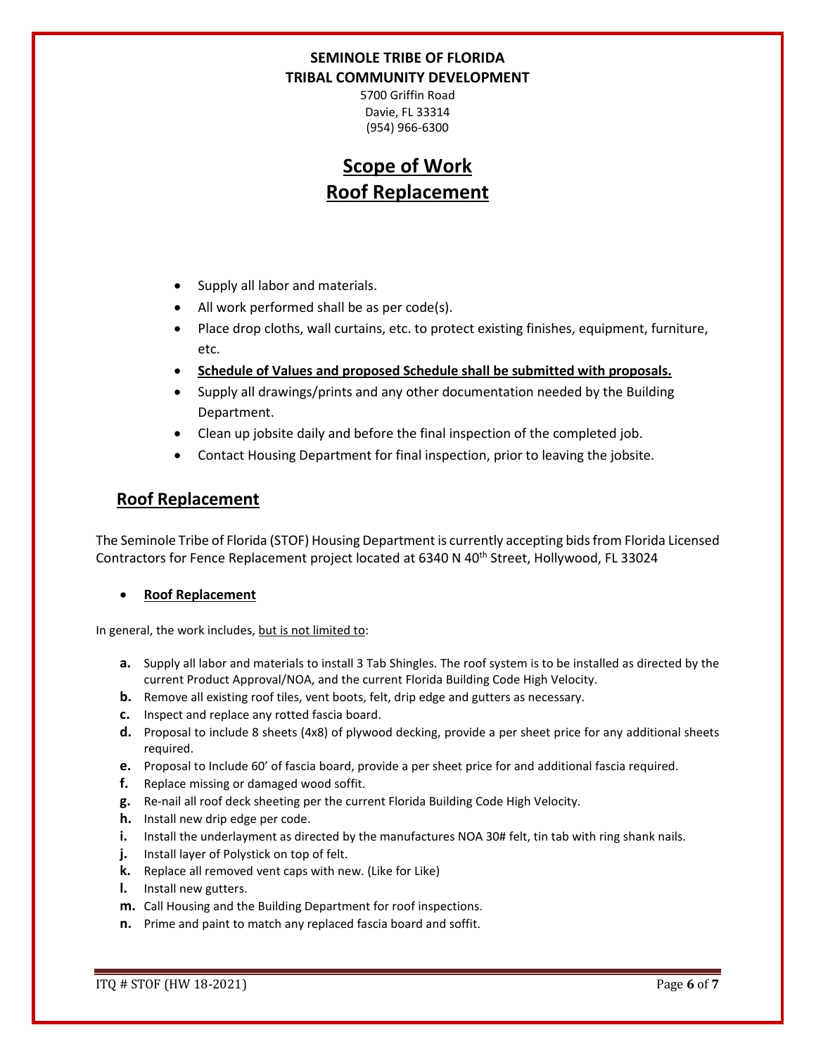**SEMINOLE TRIBE OF FLORIDA**
**TRIBAL COMMUNITY DEVELOPMENT**
5700 Griffin Road
Davie, FL 33314
(954) 966-6300

# Scope of Work
# Roof Replacement

- Supply all labor and materials.
- All work performed shall be as per code(s).
- Place drop cloths, wall curtains, etc. to protect existing finishes, equipment, furniture, etc.
- **Schedule of Values and proposed Schedule shall be submitted with proposals.**
- Supply all drawings/prints and any other documentation needed by the Building Department.
- Clean up jobsite daily and before the final inspection of the completed job.
- Contact Housing Department for final inspection, prior to leaving the jobsite.

## Roof Replacement

The Seminole Tribe of Florida (STOF) Housing Department is currently accepting bids from Florida Licensed Contractors for Fence Replacement project located at 6340 N 40th Street, Hollywood, FL 33024

- **Roof Replacement**

In general, the work includes, but is not limited to:

- **a.** Supply all labor and materials to install 3 Tab Shingles. The roof system is to be installed as directed by the current Product Approval/NOA, and the current Florida Building Code High Velocity.
- **b.** Remove all existing roof tiles, vent boots, felt, drip edge and gutters as necessary.
- **c.** Inspect and replace any rotted fascia board.
- **d.** Proposal to include 8 sheets (4x8) of plywood decking, provide a per sheet price for any additional sheets required.
- **e.** Proposal to Include 60' of fascia board, provide a per sheet price for and additional fascia required.
- **f.** Replace missing or damaged wood soffit.
- **g.** Re-nail all roof deck sheeting per the current Florida Building Code High Velocity.
- **h.** Install new drip edge per code.
- **i.** Install the underlayment as directed by the manufactures NOA 30# felt, tin tab with ring shank nails.
- **j.** Install layer of Polystick on top of felt.
- **k.** Replace all removed vent caps with new. (Like for Like)
- **l.** Install new gutters.
- **m.** Call Housing and the Building Department for roof inspections.
- **n.** Prime and paint to match any replaced fascia board and soffit.

ITQ # STOF (HW 18-2021)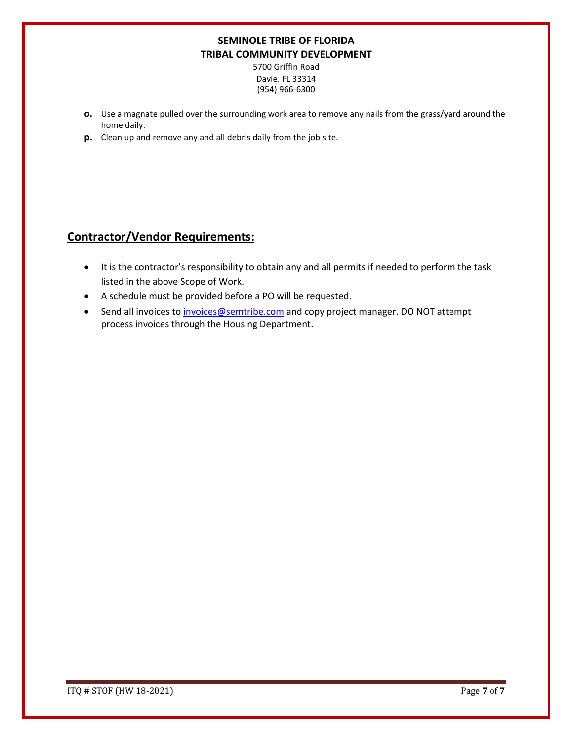o. Use a magnate pulled over the surrounding work area to remove any nails from the grass/yard around the home daily.

p. Clean up and remove any and all debris daily from the job site.

## Contractor/Vendor Requirements:

- It is the contractor's responsibility to obtain any and all permits if needed to perform the task listed in the above Scope of Work.
- A schedule must be provided before a PO will be requested.
- Send all invoices to invoices@semtribe.com and copy project manager. DO NOT attempt process invoices through the Housing Department.